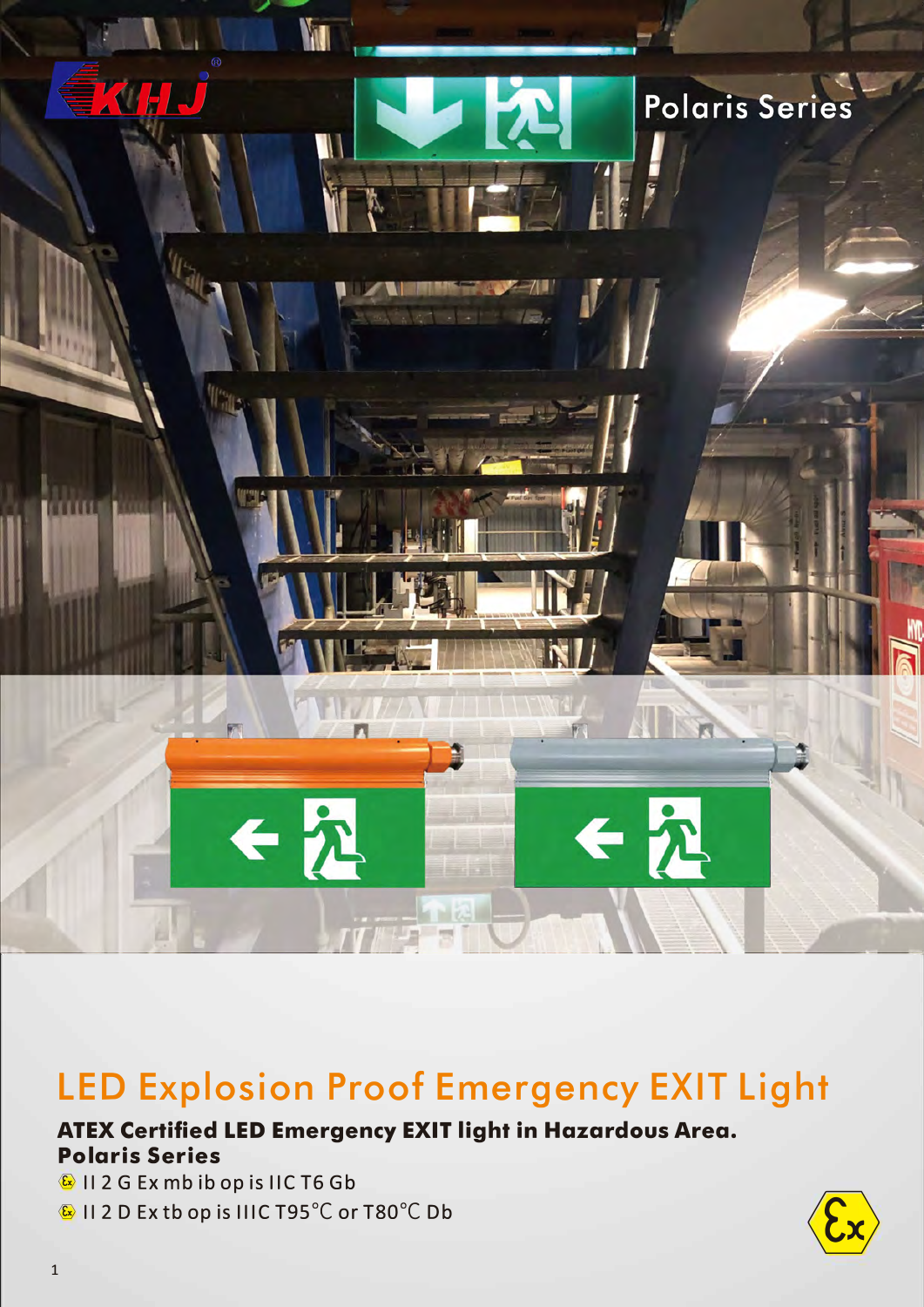KHJ

Polaris Series

# LED Explosion Proof Emergency EXIT Light

**ATEX Certified LED Emergency EXIT light in Hazardous Area.**
**Polaris Series**

- II 2 G Ex mb ib op is IIC T6 Gb
- II 2 D Ex tb op is IIIC T95℃ or T80℃ Db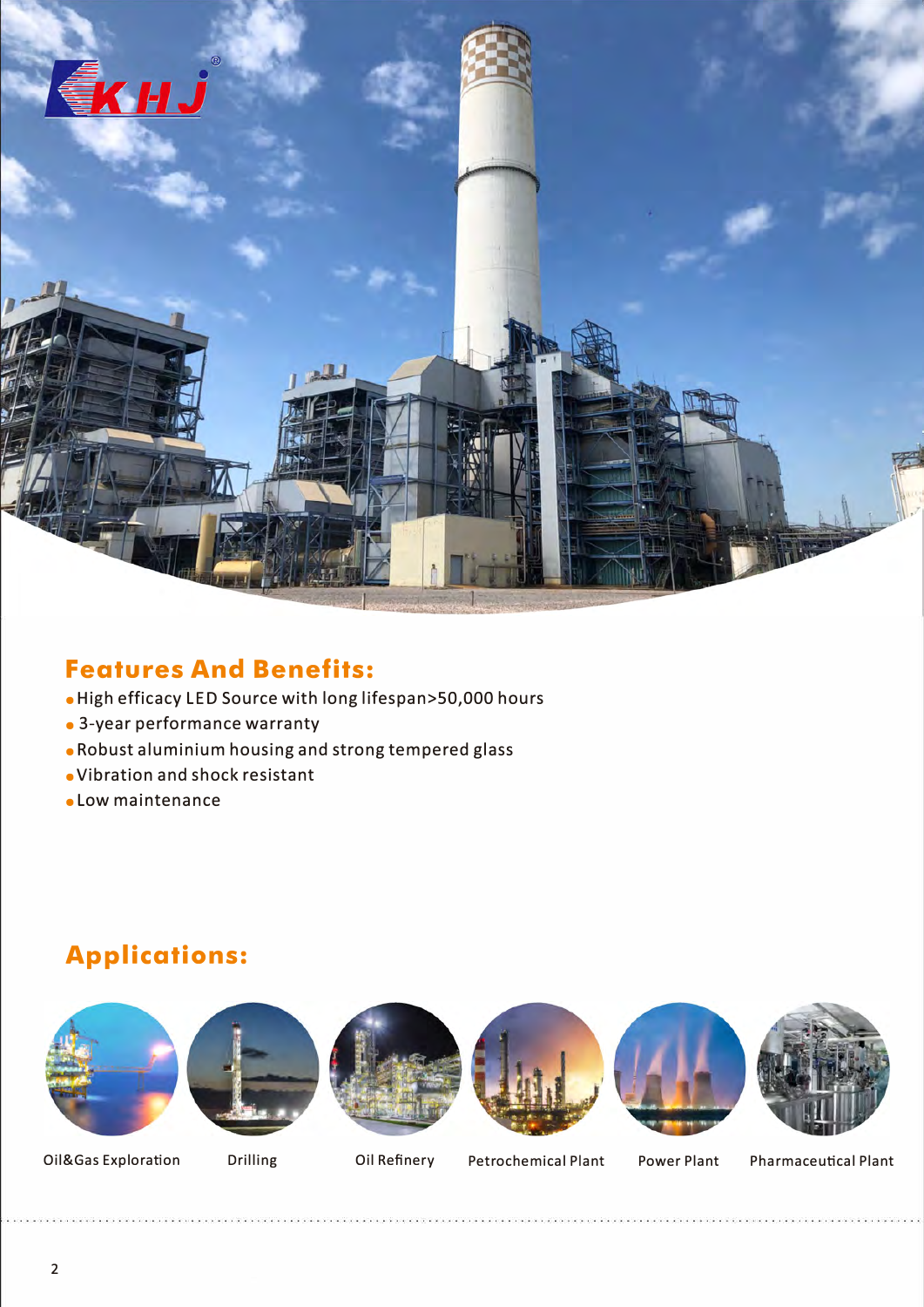## Features And Benefits:

- High efficacy LED Source with long lifespan>50,000 hours
- 3-year performance warranty
- Robust aluminium housing and strong tempered glass
- Vibration and shock resistant
- Low maintenance

## Applications:

Oil&Gas Exploration

Drilling

Oil Refinery

Petrochemical Plant

Power Plant

Pharmaceutical Plant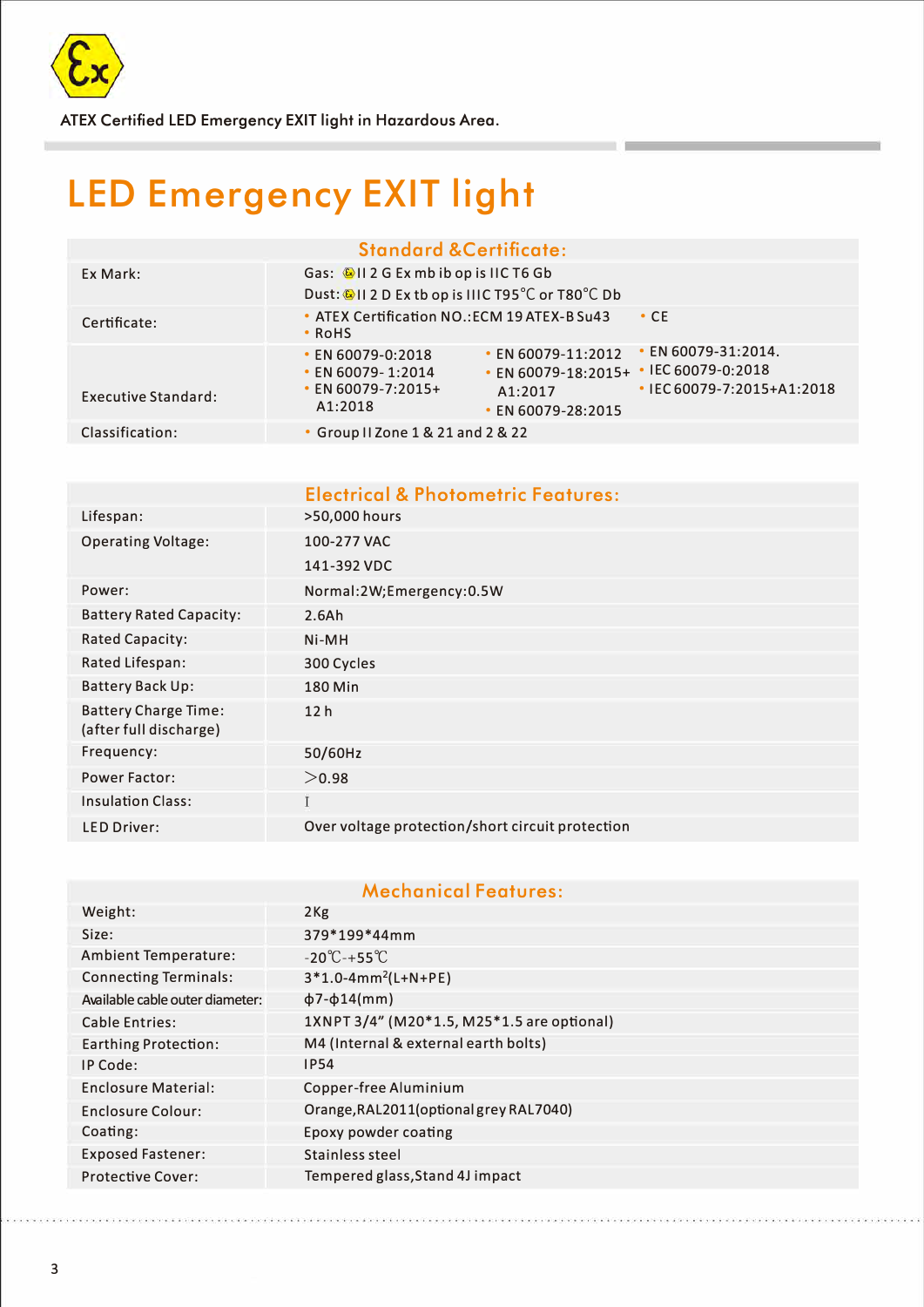ATEX Certified LED Emergency EXIT light in Hazardous Area.

# LED Emergency EXIT light

| Standard &Certificate: | |
|---|---|
| Ex Mark: | Gas: II 2 G Ex mb ib op is IIC T6 Gb<br>Dust: II 2 D Ex tb op is IIIC T95℃ or T80℃ Db |
| Certificate: | • ATEX Certification NO.:ECM 19 ATEX-B Su43 • CE<br>• RoHS |
| Executive Standard: | • EN 60079-0:2018<br>• EN 60079- 1:2014<br>• EN 60079-7:2015+ A1:2018<br>• EN 60079-11:2012<br>• EN 60079-18:2015+ A1:2017<br>• EN 60079-28:2015<br>• EN 60079-31:2014.<br>• IEC 60079-0:2018<br>• IEC 60079-7:2015+A1:2018 |
| Classification: | • Group II Zone 1 & 21 and 2 & 22 |

| Electrical & Photometric Features: | |
|---|---|
| Lifespan: | >50,000 hours |
| Operating Voltage: | 100-277 VAC<br>141-392 VDC |
| Power: | Normal:2W;Emergency:0.5W |
| Battery Rated Capacity: | 2.6Ah |
| Rated Capacity: | Ni-MH |
| Rated Lifespan: | 300 Cycles |
| Battery Back Up: | 180 Min |
| Battery Charge Time: (after full discharge) | 12 h |
| Frequency: | 50/60Hz |
| Power Factor: | >0.98 |
| Insulation Class: | I |
| LED Driver: | Over voltage protection/short circuit protection |

| Mechanical Features: | |
|---|---|
| Weight: | 2Kg |
| Size: | 379*199*44mm |
| Ambient Temperature: | -20℃-+55℃ |
| Connecting Terminals: | 3*1.0-4mm²(L+N+PE) |
| Available cable outer diameter: | ϕ7-ϕ14(mm) |
| Cable Entries: | 1XNPT 3/4" (M20*1.5, M25*1.5 are optional) |
| Earthing Protection: | M4 (Internal & external earth bolts) |
| IP Code: | IP54 |
| Enclosure Material: | Copper-free Aluminium |
| Enclosure Colour: | Orange,RAL2011(optional grey RAL7040) |
| Coating: | Epoxy powder coating |
| Exposed Fastener: | Stainless steel |
| Protective Cover: | Tempered glass,Stand 4J impact |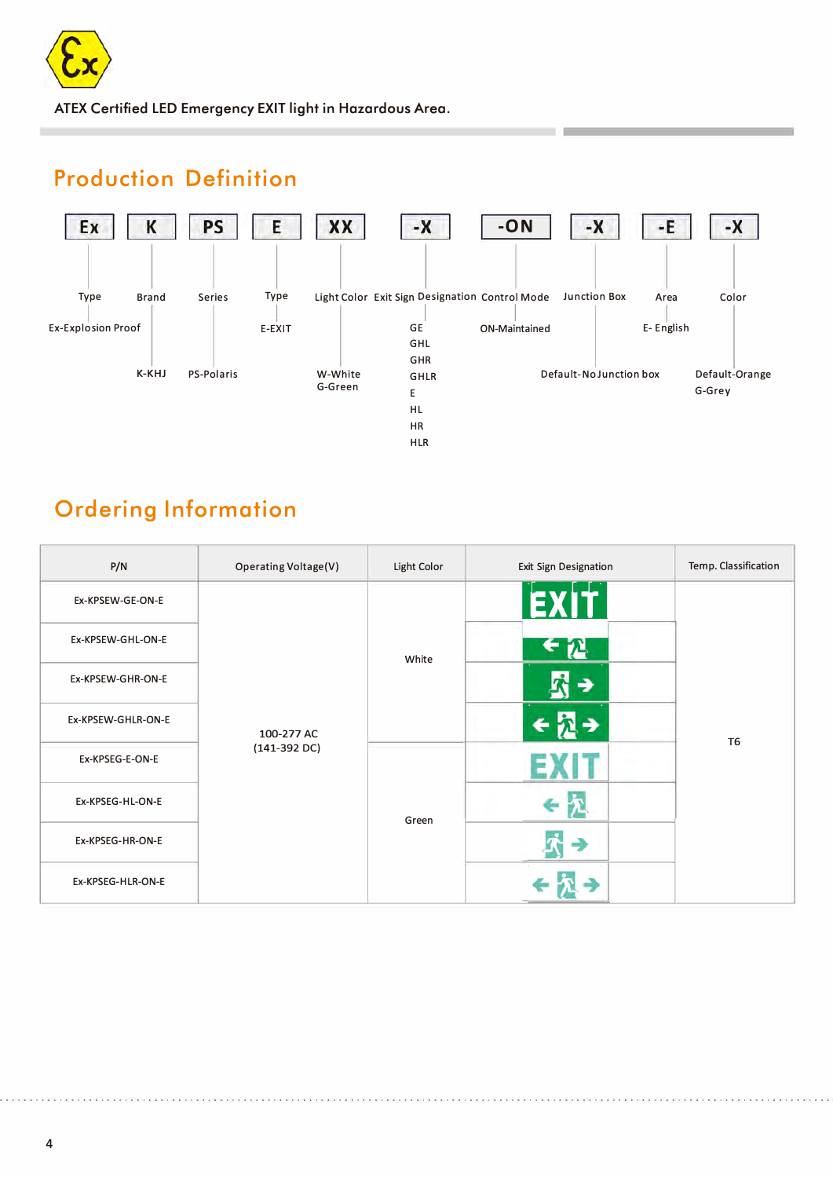ATEX Certified LED Emergency EXIT light in Hazardous Area.

## Production Definition

| Ex | K | PS | E | XX | -X | -ON | -X | -E | -X |
|---|---|---|---|---|---|---|---|---|---|
| Type | Brand | Series | Type | Light Color | Exit Sign Designation | Control Mode | Junction Box | Area | Color |
| Ex-Explosion Proof | K-KHJ | PS-Polaris | E-EXIT | W-White<br>G-Green | GE<br>GHL<br>GHR<br>GHLR<br>E<br>HL<br>HR<br>HLR | ON-Maintained | Default-No Junction box | E- English | Default-Orange<br>G-Grey |

## Ordering Information

| P/N | Operating Voltage(V) | Light Color | Exit Sign Designation | Temp. Classification |
|---|---|---|---|---|
| Ex-KPSEW-GE-ON-E | 100-277 AC<br>(141-392 DC) | White | EXIT | T6 |
| Ex-KPSEW-GHL-ON-E | | | ← 🏃 | |
| Ex-KPSEW-GHR-ON-E | | | 🏃 → | |
| Ex-KPSEW-GHLR-ON-E | | | ← 🏃 → | |
| Ex-KPSEG-E-ON-E | | Green | EXIT | |
| Ex-KPSEG-HL-ON-E | | | ← 🏃 | |
| Ex-KPSEG-HR-ON-E | | | 🏃 → | |
| Ex-KPSEG-HLR-ON-E | | | ← 🏃 → | |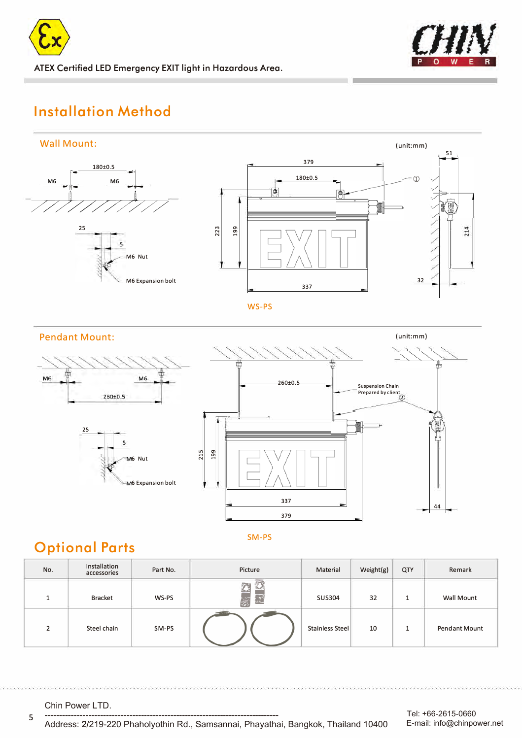ATEX Certified LED Emergency EXIT light in Hazardous Area.

# Installation Method

## Wall Mount:

(unit:mm)

180±0.5

M6 M6

25

5

M6 Nut

M6 Expansion bolt

379

180±0.5

①

51

223

199

214

337

32

WS-PS

## Pendant Mount:

(unit:mm)

M6 M6

260±0.5

25

5

M6 Nut

M6 Expansion bolt

260±0.5

Suspension Chain
Prepared by client
②

215

199

337

379

44

SM-PS

# Optional Parts

| No. | Installation accessories | Part No. | Picture | Material | Weight(g) | QTY | Remark |
|---|---|---|---|---|---|---|---|
| 1 | Bracket | WS-PS | | SUS304 | 32 | 1 | Wall Mount |
| 2 | Steel chain | SM-PS | | Stainless Steel | 10 | 1 | Pendant Mount |

Chin Power LTD.

Address: 2/219-220 Phaholyothin Rd., Samsannai, Phayathai, Bangkok, Thailand 10400

Tel: +66-2615-0660
E-mail: info@chinpower.net